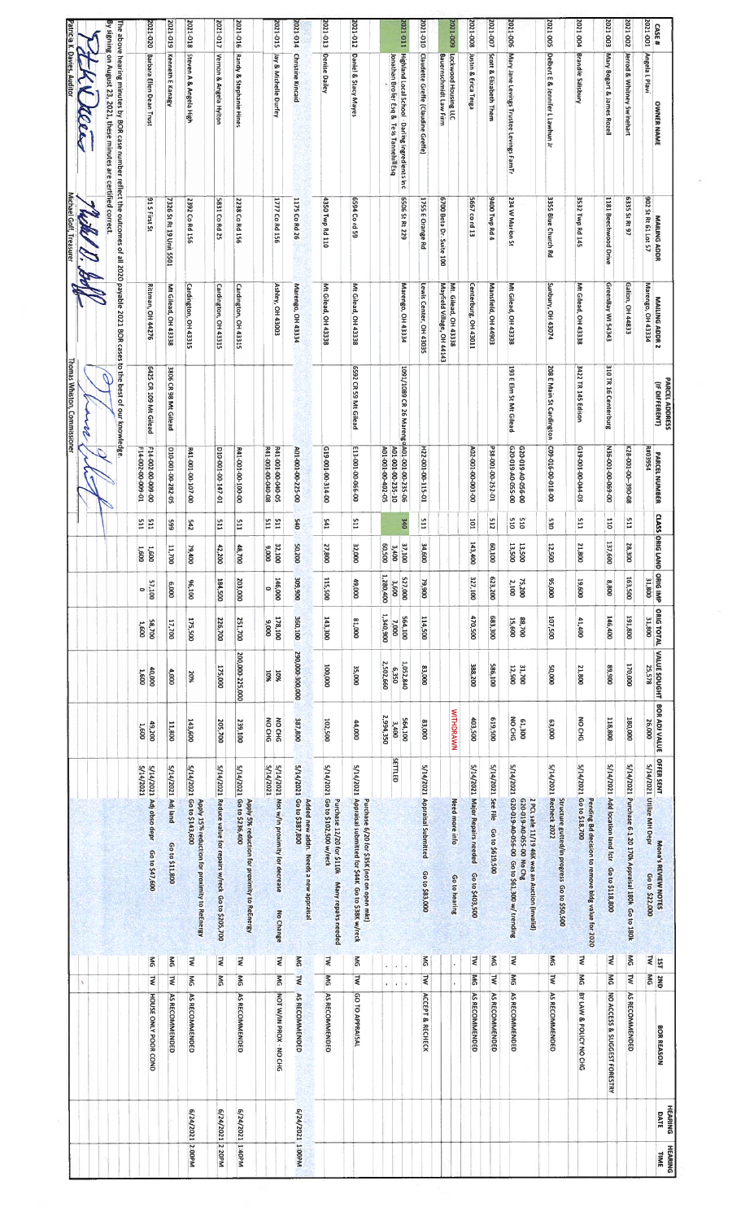| CASE # | OWNER NAME | MAILING ADDR | MAILING ADDR 2 | PARCEL ADDRESS (IF DIFFERENT) | PARCEL NUMBER | CLASS | ORIG LAND | ORIG IMP | ORIG TOTAL | VALUE SOUGHT | BOR ADJ VALUE | OFFER SENT | Mona's REVIEW NOTES | 1ST | 2ND | BOR REASON | HEARING DATE | HEARING TIME |
|---|---|---|---|---|---|---|---|---|---|---|---|---|---|---|---|---|---|---|
| 2021-001 | Angela L Plavi | 902 St Rt 61 Lot 57 | Marengo, OH 43334 | | MH39954 | | 31,800 | | 31,800 | 25,578 | 26,000 | 5/14/2021 | Utilize MH Dept Go to $26,000 | TW | MG | | | |
| 2021-002 | Jerrod & Whitney Swinehart | 6315 St Rt 97 | Galion, OH 44833 | | K28-001-00-390-08 | 511 | 28,300 | 163,500 | 191,800 | 170,000 | 180,000 | 5/14/2021 | Purchase 6-1-20 170K Appraisal 180K Go to 180K | MG | TW | AS RECOMMENDED | | |
| 2021-003 | Mary Bogart & James Rozell | 1181 Beechwood Drive | Greenbay WI 54343 | 310 TR 16 Centerburg | N36-001-00-089-00 | 110 | 137,600 | 8,800 | 146,400 | 89,900 | 118,800 | 5/14/2021 | Add location land fctr Go to $118,800 | TW | MG | NO ACCESS & SUGGEST FORESTRY | | |
| 2021-004 | Brandie Salisbury | 3532 Twp Rd 145 | Mt Gilead, OH 43338 | 3422 TR 145 Edison | G18-001-00-044-03 | 511 | 21,800 | 19,600 | 41,400 | 21,800 | NO CHG | 5/14/2021 | Pending B4 decision to remove bldg value for 2020 Go to $18,700 | TW | MG | BY LAW & POLICY NO CHG | | |
| 2021-005 | Delbert E & Jennifer L Lawhun Jr | 3355 Blue Church Rd | Sunbury, OH 43074 | 208 E Main St Cardington | C09-016-00-018-00 | 530 | 12,500 | 95,000 | 107,500 | 50,000 | 63,000 | 5/14/2021 | Structure gutted/in progress Go to $50,500 Recheck 2022 | MG | TW | AS RECOMMENDED | | |
| 2021-006 | Mary Jane Levings Trustee Levings FamTr | 234 W Marion St | Mt Gilead, OH 43338 | 193 E Elm St Mt Gilead | G20-019-A0-056-00<br>G20-019-A0-055-00 | 510<br>510 | 13,500<br>13,500 | 75,200<br>2,100 | 88,700<br>15,600 | 31,700<br>12,500 | 61,300<br>NO CHG | 5/14/2021 | 2 PCL sale 11/19 46K was an Auction (invalid) G20-019-A0-055-00 No Chg G20-019-A0-056-00 Go to $61,300 w/ trending | TW | MG | AS RECOMMENDED | | |
| 2021-007 | Scott & Elizabeth Thein | 9400 Twp Rd 4 | Mansfield, OH 44903 | | P38-001-00-252-01 | 512 | 60,100 | 623,200 | 683,300 | 586,100 | 619,500 | 5/14/2021 | See File Go to $619,500 | MG | TW | AS RECOMMENDED | | |
| 2021-008 | Justin & Erica Tenga | 5667 co rd 13 | Centerburg, OH 43011 | | A02-001-00-003-00 | 101 | 143,400 | 327,100 | 470,500 | 388,200 | 403,500 | 5/14/2021 | Major Repairs needed Go to $403,500 | TW | MG | AS RECOMMENDED | | |
| 2021-009 | Lockwood Housing LLC<br>Bauernschmidt Law Firm | 6700 Beta Dr. Suite 100 | Mt. Gilead, OH 43338<br>Mayfield Village, OH 44143 | | | | | | | | WITHDRAWN | | Need more info Go to hearing | | | | | |
| 2021-010 | Claudette Greffe (Claudine Greffe) | 1755 E Orange Rd | Lewis Center, OH 43035 | | H22-001-00-115-01 | 511 | 34,600 | 79,900 | 114,500 | 83,000 | 83,000 | 5/14/2021 | Appraisal Submitted Go to $83,000 | TW | MG | ACCEPT & RECHECK | | |
| 2021-011 | Highland Local School - Darling Ingredients Inc<br>Jonathan Brollier Esq & Tess Tannehill Esq | 6506 St Rt 229 | Marengo, OH 43334 | 1091/1089 CR 26 Marengo | A01-001-00-235-06<br>A01-001-00-235-10<br>A01-001-00-402-05 | 340 | 37,100<br>3,400<br>60,500 | 527,000<br>3,600<br>1,280,400 | 564,100<br>7,000<br>1,340,900 | 1,052,840<br>6,350<br>2,502,660 | 564,100<br>3,400<br>2,594,350 | SETTLED | | | | | | |
| 2021-012 | Daniel & Stacy Mayes | 6594 Co rd 59 | Mt Gilead, OH 43338 | 6592 CR 59 Mt Gilead | E13-001-00-066-00 | 511 | 32,000 | 49,000 | 81,000 | 35,000 | 44,000 | 5/14/2021 | Purchase 6/20 for $35K (not on open mkt) Appraisal submitted for $44K Go to $38K w/reck | TW | MG | GO TO APPRAISAL | | |
| 2021-013 | Denise Dailey | 4350 Twp Rd 110 | Mt Gilead, OH 43338 | | G19-001-00-314-00 | 541 | 27,800 | 115,500 | 143,300 | 100,000 | 102,500 | 5/14/2021 | Purchase 12/20 for $110K Many repairs needed Go to $102,500 w/reck | MG | TW | AS RECOMMENDED | | |
| 2021-014 | Christine Kincaid | 1175 Co Rd 26 | Marengo, OH 43334 | | A01-001-00-215-00 | 540 | 50,200 | 309,900 | 360,100 | 290,000-300,000 | 387,800 | 5/14/2021 | Added new addn. Needs a new appraisal Go to $387,800 | TW | MG | AS RECOMMENDED | 6/24/2021 | 1:00PM |
| 2021-015 | Jay & Michelle Durfey | 1777 Co Rd 156 | Ashley, OH 43003 | | R41-001-00-040-05<br>R41-001-00-040-08 | 511<br>511 | 32,100<br>9,000 | 146,000<br>0 | 178,100<br>9,000 | 10%<br>10% | NO CHG<br>NO CHG | 5/14/2021<br>5/14/2021 | Not w/in proximity for decrease No Change | MG | TW | NOT W/IN PROX - NO CHG | | |
| 2021-016 | Randy & Stephanie Hines | 2238 Co Rd 156 | Cardington, OH 43315 | | R41-001-00-100-00 | 511 | 48,700 | 203,000 | 251,700 | 200,000-225,000 | 239,100 | 5/14/2021 | Apply 5% reduction for proximity to ReEnergy Go to $239,600 | MG | TW | AS RECOMMENDED | 6/24/2021 | 1:40PM |
| 2021-017 | Vernon & Angela Hylton | 5831 Co Rd 25 | Cardington, OH 43315 | | D10-001-00-147-01 | 511 | 42,200 | 184,500 | 226,700 | 175,000 | 205,700 | 5/14/2021 | Reduce value for repairs w/reck Go to $205,700 | MG | TW | | 6/24/2021 | 2:20PM |
| 2021-018 | Steven A & Angela High | 2392 Co Rd 156 | Cardington, OH 43315 | | R41-001-00-107-00 | 542 | 79,400 | 96,100 | 175,500 | 20% | 143,600 | 5/14/2021 | Apply 15% reduction for proximity to ReEnergy Go to $143,600 | TW | MG | AS RECOMMENDED | 6/24/2021 | 2:00PM |
| 2021-019 | Kenneth E Kanagy | 7326 St Rt 19 Unit 5501 | Mt Gilead, OH 43338 | 3806 CR 98 Mt Gilead | D10-001-00-282-05 | 599 | 11,700 | 6,000 | 17,700 | 4,000 | 11,800 | 5/14/2021 | Adj land Go to $11,800 | MG | TW | AS RECOMMENDED | | |
| 2021-020 | Barbara Ellen Dean Trust | 91 S First St | Rittman, OH 44276 | 6425 CR 109 Mt Gilead | F14-002-00-009-00<br>F14-002-00-009-01 | 511<br>511 | 1,600<br>1,600 | 57,100<br>0 | 58,700<br>1,600 | 40,000<br>1,600 | 49,200<br>1,600 | 5/14/2021<br>5/14/2021 | Adj obso depr Go to $47,600 | MG | TW | HOUSE ONLY POOR COND | | |

The above hearing minutes by BOR case number reflect the outcomes of all 2020 payable 2021 BOR cases to the best of our knowledge.

By signing on August 23, 2021, these minutes are certified correct.

Patricia K. Davies, Auditor — Michael Goff, Treasurer — Thomas Whiston, Commissioner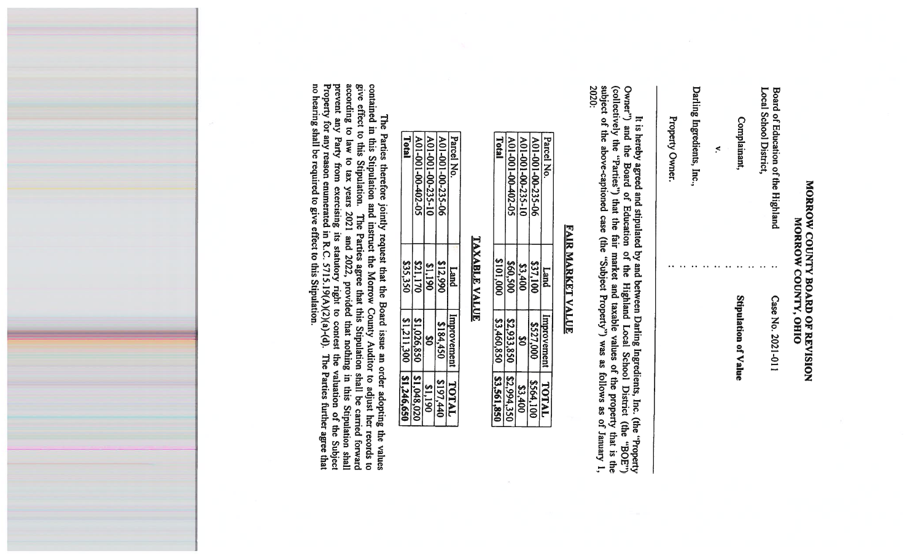# MORROW COUNTY BOARD OF REVISION
# MORROW COUNTY, OHIO

Board of Education of the Highland Local School District, : Case No. 2021-011

Complainant, :

v. : **Stipulation of Value**

Darling Ingredients, Inc., :

Property Owner. :

---

It is hereby agreed and stipulated by and between Darling Ingredients, Inc. (the "Property Owner") and the Board of Education of the Highland Local School District (the "BOE") (collectively the "Parties") that the fair market and taxable values of the property that is the subject of the above-captioned case (the "Subject Property") was as follows as of January 1, 2020:

## FAIR MARKET VALUE

| Parcel No. | Land | Improvement | TOTAL |
|---|---|---|---|
| A01-001-00-235-06 | $37,100 | $527,000 | $564,100 |
| A01-001-00-235-10 | $3,400 | $0 | $3,400 |
| A01-001-00-402-05 | $60,500 | $2,933,850 | $2,994,350 |
| **Total** | $101,000 | $3,460,850 | **$3,561,850** |

## TAXABLE VALUE

| Parcel No. | Land | Improvement | TOTAL |
|---|---|---|---|
| A01-001-00-235-06 | $12,990 | $184,450 | $197,440 |
| A01-001-00-235-10 | $1,190 | $0 | $1,190 |
| A01-001-00-402-05 | $21,170 | $1,026,850 | $1,048,020 |
| **Total** | $35,350 | $1,211,300 | **$1,246,650** |

The Parties therefore jointly request that the Board issue an order adopting the values contained in this Stipulation and instruct the Morrow County Auditor to adjust her records to give effect to this Stipulation. The Parties agree that this Stipulation shall be carried forward according to law to tax years 2021 and 2022, provided that nothing in this Stipulation shall prevent any Party from exercising its statutory right to contest the valuation of the Subject Property for any reason enumerated in R.C. 5715.19(A)(2)(a)-(d). The Parties further agree that no hearing shall be required to give effect to this Stipulation.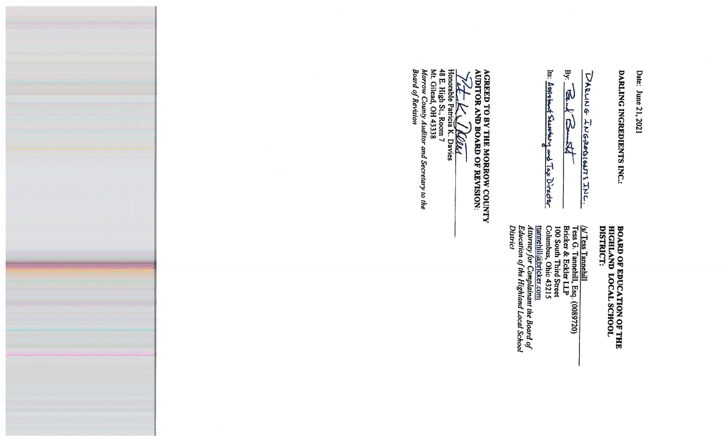Date: June 21, 2021

**DARLING INGREDIENTS INC.:**

DARLING INGREDIENTS INC.

By: [signature]

Its: Assistant Secretary and Tax Director

**BOARD OF EDUCATION OF THE HIGHLAND LOCAL SCHOOL DISTRICT:**

/s/ Tess Tannehill
Tess G. Tannehill, Esq. (0089720)
Bricker & Eckler LLP
100 South Third Street
Columbus, Ohio 43215
ttannehill@bricker.com
*Attorney for Complainant the Board of Education of the Highland Local School District*

**AGREED TO BY THE MORROW COUNTY AUDITOR AND BOARD OF REVISION:**

[signature]
Honorable Patricia K. Davies
48 E. High St., Room 7
Mt. Gilead, OH 43338
*Morrow County Auditor and Secretary to the Board of Revision*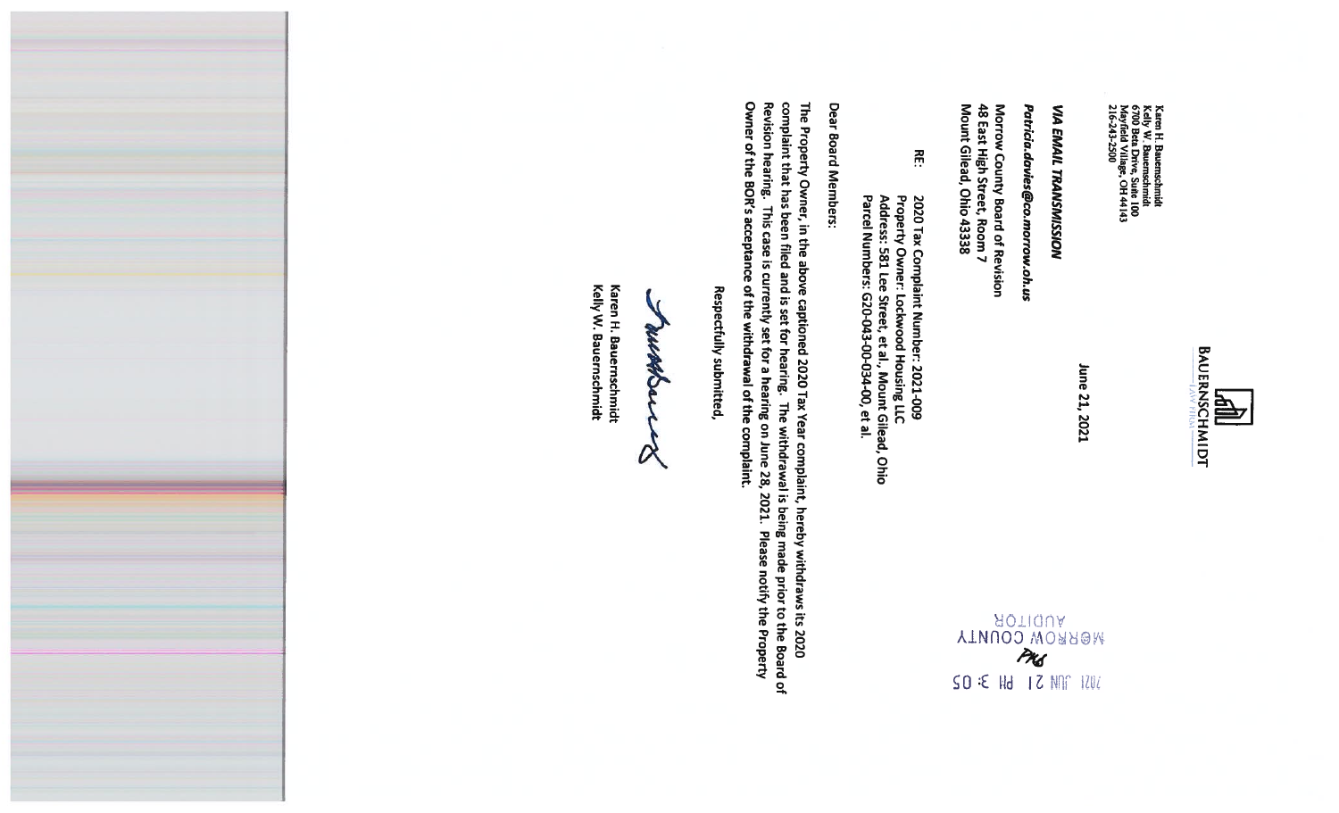BAUERNSCHMIDT
LAW FIRM

Karen H. Bauernschmidt
Kelly W. Bauernschmidt
6700 Beta Drive, Suite 100
Mayfield Village, OH 44143
216-245-2500

June 21, 2021

***VIA EMAIL TRANSMISSION***

***Patricia.davies@co.morrow.oh.us***

Morrow County Board of Revision
48 East High Street, Room 7
Mount Gilead, Ohio 43338

MORROW COUNTY
AUDITOR
2021 JUN 21 PM 3:05

RE: 2020 Tax Complaint Number: 2021-009
Property Owner: Lockwood Housing LLC
Address: 581 Lee Street, et al., Mount Gilead, Ohio
Parcel Numbers: G20-043-00-034-00, et al.

Dear Board Members:

The Property Owner, in the above captioned 2020 Tax Year complaint, hereby withdraws its 2020 complaint that has been filed and is set for hearing. The withdrawal is being made prior to the Board of Revision hearing. This case is currently set for a hearing on June 28, 2021. Please notify the Property Owner of the BOR's acceptance of the withdrawal of the complaint.

Respectfully submitted,

Karen H. Bauernschmidt
Kelly W. Bauernschmidt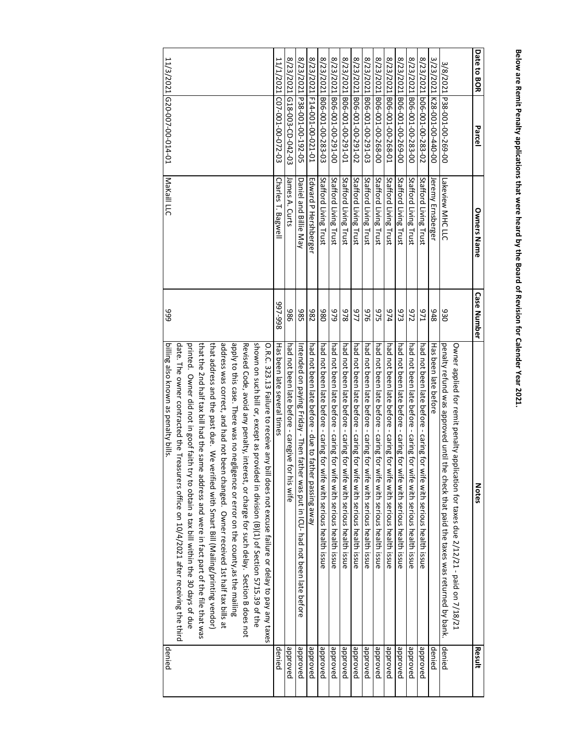**Below are Remit Penalty applications that were heard by the Board of Revision for Calender Year 2021.**

| Date to BOR | Parcel | Owners Name | Case Number | Notes | Result |
|---|---|---|---|---|---|
| 3/8/2021 | P38-001-00-269-00 | Lakeview MHC LLC | 930 | Owner applied for remit penalty application for taxes due 2/12/21 - paid on 7/18/21 penalty refund was approved until the check that paid the taxes was returned by bank. | denied |
| 3/23/2021 | K28-001-00-440-00 | Jeremy Ernsberger | 948 | Has been late before | denied |
| 8/23/2021 | b06-001-00-283-02 | Stafford Living Trust | 971 | had not been late before - caring for wife with serious health issue | approved |
| 8/23/2021 | B06-001-00-283-00 | Stafford Living Trust | 972 | had not been late before - caring for wife with serious health issue | approved |
| 8/23/2021 | B06-001-00-269-00 | Stafford Living Trust | 973 | had not been late before - caring for wife with serious health issue | approved |
| 8/23/2021 | B06-001-00-268-01 | Stafford Living Trust | 974 | had not been late before - caring for wife with serious health issue | approved |
| 8/23/2021 | B06-001-00-268-00 | Stafford Living Trust | 975 | had not been late before - caring for wife with serious health issue | approved |
| 8/23/2021 | B06-001-00-291-03 | Stafford Living Trust | 976 | had not been late before - caring for wife with serious health issue | approved |
| 8/23/2021 | B06-001-00-291-02 | Stafford Living Trust | 977 | had not been late before - caring for wife with serious health issue | approved |
| 8/23/2021 | B06-001-00-291-01 | Stafford Living Trust | 978 | had not been late before - caring for wife with serious health issue | approved |
| 8/23/2021 | B06-001-00-291-00 | Stafford Living Trust | 979 | had not been late before - caring for wife with serious health issue | approved |
| 8/23/2021 | B06-001-00-283-03 | Stafford Living Trust | 980 | had not been late before - caring for wife with serious health issue | approved |
| 8/23/2021 | F14-001-00-021-01 | Edward P Hershberger | 982 | had not been late before - due to father passing away | approved |
| 8/23/2021 | P38-001-00-192-05 | Daniel and Billie May | 985 | Intended on paying Friday - Then father was put in ICU- had not been late before | approved |
| 8/23/2021 | G18-003-CD-042-03 | James A. Curts | 986 | had not been late before - caregive for his wife | approved |
| 11/1/2021 | C07-001-00-072-03 | Charles T. Bagwell | 997-998 | Has been late several times | denied |
| 11/3/2021 | G20-007-00-014-01 | MaKaill LLC | 999 | O.R.C. 323.13 Failure to receive any bill does not excuse failure or delay to pay any taxes shown on such bill or, except as provided in division (B)(1) of Section 5715.39 of the Revised Code, avoid any penalty, interest, or charge for such delay. Section B does not apply to this case. There was no negligence or error on the county,as the mailing address was correct, and had not been changed. Owner received 1st half tax bills at that address and the past due. We verified with Smart Bill (Mailing/printing vendor) that the 2nd half tax bill had the same address and were in fact part of the file that was printed. Owner did not in goof faith try to obtain a tax bill within the 30 days of due date. The owner contracted the Treasurers office on 10/4/2021 after receiving the third billing also known as penalty bills. | denied |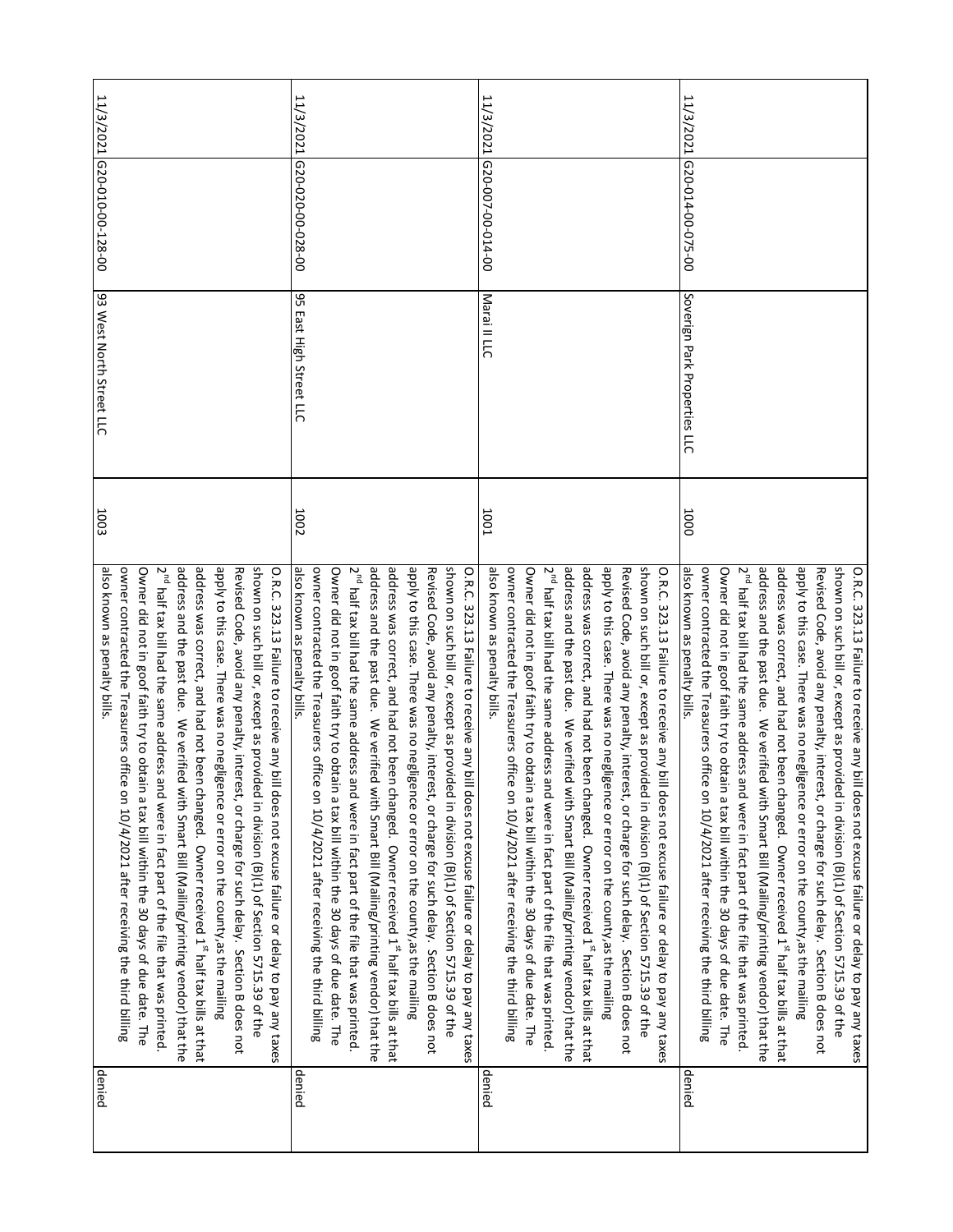| 11/3/2021 | G20-014-00-075-00 | Soverign Park Properties LLC | 1000 | O.R.C. 323.13 Failure to receive any bill does not excuse failure or delay to pay any taxes shown on such bill or, except as provided in division (B)(1) of Section 5715.39 of the Revised Code, avoid any penalty, interest, or charge for such delay. Section B does not apply to this case. There was no negligence or error on the county,as the mailing address was correct, and had not been changed. Owner received 1st half tax bills at that address and the past due. We verified with Smart Bill (Mailing/printing vendor) that the 2nd half tax bill had the same address and were in fact part of the file that was printed. Owner did not in goof faith try to obtain a tax bill within the 30 days of due date. The owner contracted the Treasurers office on 10/4/2021 after receiving the third billing also known as penalty bills. | denied |
|---|---|---|---|---|---|
| 11/3/2021 | G20-007-00-014-00 | Marai II LLC | 1001 | O.R.C. 323.13 Failure to receive any bill does not excuse failure or delay to pay any taxes shown on such bill or, except as provided in division (B)(1) of Section 5715.39 of the Revised Code, avoid any penalty, interest, or charge for such delay. Section B does not apply to this case. There was no negligence or error on the county,as the mailing address was correct, and had not been changed. Owner received 1st half tax bills at that address and the past due. We verified with Smart Bill (Mailing/printing vendor) that the 2nd half tax bill had the same address and were in fact part of the file that was printed. Owner did not in goof faith try to obtain a tax bill within the 30 days of due date. The owner contracted the Treasurers office on 10/4/2021 after receiving the third billing also known as penalty bills. | denied |
| 11/3/2021 | G20-020-00-028-00 | 95 East High Street LLC | 1002 | O.R.C. 323.13 Failure to receive any bill does not excuse failure or delay to pay any taxes shown on such bill or, except as provided in division (B)(1) of Section 5715.39 of the Revised Code, avoid any penalty, interest, or charge for such delay. Section B does not apply to this case. There was no negligence or error on the county,as the mailing address was correct, and had not been changed. Owner received 1st half tax bills at that address and the past due. We verified with Smart Bill (Mailing/printing vendor) that the 2nd half tax bill had the same address and were in fact part of the file that was printed. Owner did not in goof faith try to obtain a tax bill within the 30 days of due date. The owner contracted the Treasurers office on 10/4/2021 after receiving the third billing also known as penalty bills. | denied |
| 11/3/2021 | G20-010-00-128-00 | 93 West North Street LLC | 1003 | O.R.C. 323.13 Failure to receive any bill does not excuse failure or delay to pay any taxes shown on such bill or, except as provided in division (B)(1) of Section 5715.39 of the Revised Code, avoid any penalty, interest, or charge for such delay. Section B does not apply to this case. There was no negligence or error on the county,as the mailing address was correct, and had not been changed. Owner received 1st half tax bills at that address and the past due. We verified with Smart Bill (Mailing/printing vendor) that the 2nd half tax bill had the same address and were in fact part of the file that was printed. Owner did not in goof faith try to obtain a tax bill within the 30 days of due date. The owner contracted the Treasurers office on 10/4/2021 after receiving the third billing also known as penalty bills. | denied |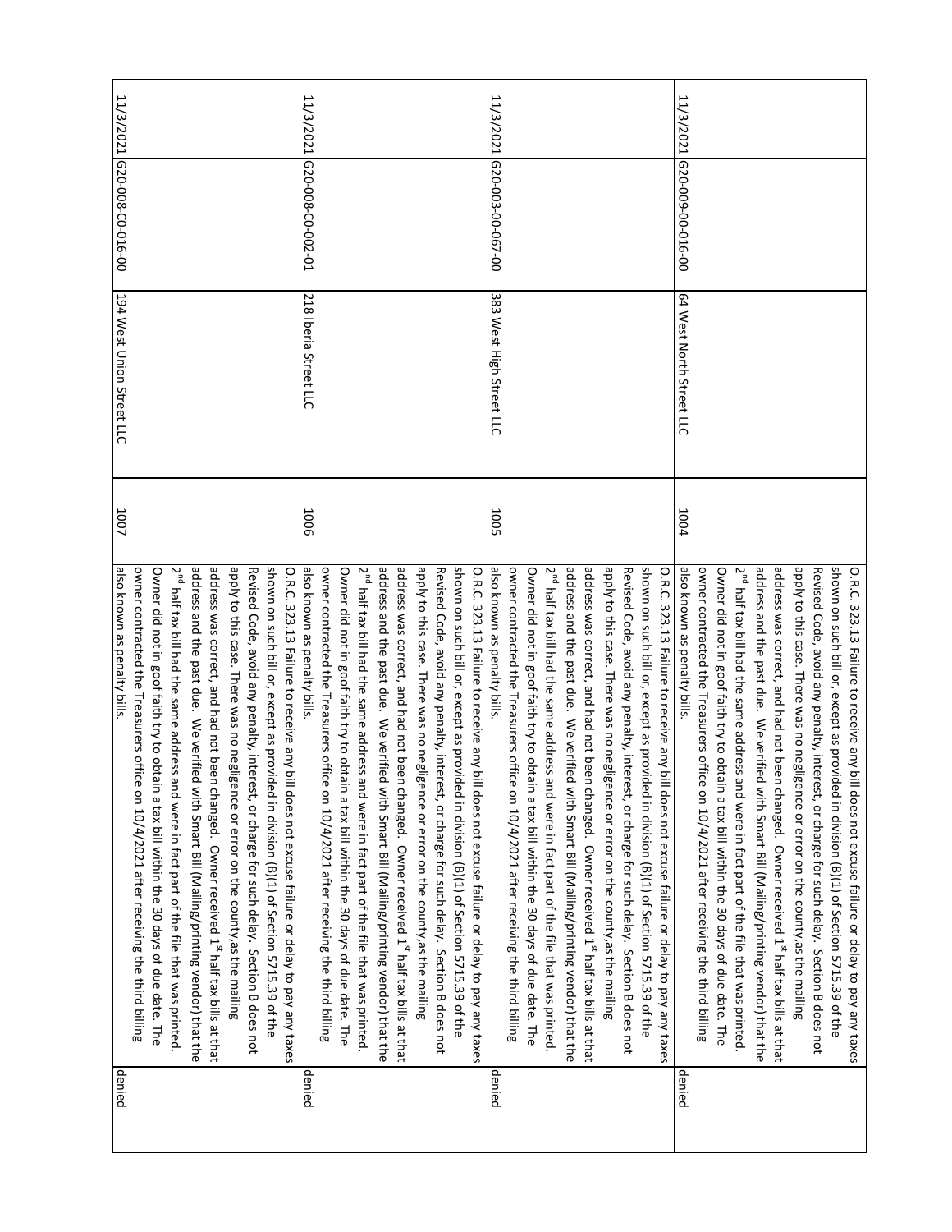| | | | | | |
|---|---|---|---|---|---|
| 11/3/2021 | G20-009-00-016-00 | 64 West North Street LLC | 1004 | O.R.C. 323.13 Failure to receive any bill does not excuse failure or delay to pay any taxes shown on such bill or, except as provided in division (B)(1) of Section 5715.39 of the Revised Code, avoid any penalty, interest, or charge for such delay. Section B does not apply to this case. There was no negligence or error on the county,as the mailing address was correct, and had not been changed. Owner received 1st half tax bills at that address and the past due. We verified with Smart Bill (Mailing/printing vendor) that the 2nd half tax bill had the same address and were in fact part of the file that was printed. Owner did not in goof faith try to obtain a tax bill within the 30 days of due date. The owner contracted the Treasurers office on 10/4/2021 after receiving the third billing also known as penalty bills. | denied |
| 11/3/2021 | G20-003-00-067-00 | 383 West High Street LLC | 1005 | O.R.C. 323.13 Failure to receive any bill does not excuse failure or delay to pay any taxes shown on such bill or, except as provided in division (B)(1) of Section 5715.39 of the Revised Code, avoid any penalty, interest, or charge for such delay. Section B does not apply to this case. There was no negligence or error on the county,as the mailing address was correct, and had not been changed. Owner received 1st half tax bills at that address and the past due. We verified with Smart Bill (Mailing/printing vendor) that the 2nd half tax bill had the same address and were in fact part of the file that was printed. Owner did not in goof faith try to obtain a tax bill within the 30 days of due date. The owner contracted the Treasurers office on 10/4/2021 after receiving the third billing also known as penalty bills. | denied |
| 11/3/2021 | G20-008-C0-002-01 | 218 Iberia Street LLC | 1006 | O.R.C. 323.13 Failure to receive any bill does not excuse failure or delay to pay any taxes shown on such bill or, except as provided in division (B)(1) of Section 5715.39 of the Revised Code, avoid any penalty, interest, or charge for such delay. Section B does not apply to this case. There was no negligence or error on the county,as the mailing address was correct, and had not been changed. Owner received 1st half tax bills at that address and the past due. We verified with Smart Bill (Mailing/printing vendor) that the 2nd half tax bill had the same address and were in fact part of the file that was printed. Owner did not in goof faith try to obtain a tax bill within the 30 days of due date. The owner contracted the Treasurers office on 10/4/2021 after receiving the third billing also known as penalty bills. | denied |
| 11/3/2021 | G20-008-C0-016-00 | 194 West Union Street LLC | 1007 | O.R.C. 323.13 Failure to receive any bill does not excuse failure or delay to pay any taxes shown on such bill or, except as provided in division (B)(1) of Section 5715.39 of the Revised Code, avoid any penalty, interest, or charge for such delay. Section B does not apply to this case. There was no negligence or error on the county,as the mailing address was correct, and had not been changed. Owner received 1st half tax bills at that address and the past due. We verified with Smart Bill (Mailing/printing vendor) that the 2nd half tax bill had the same address and were in fact part of the file that was printed. Owner did not in goof faith try to obtain a tax bill within the 30 days of due date. The owner contracted the Treasurers office on 10/4/2021 after receiving the third billing also known as penalty bills. | denied |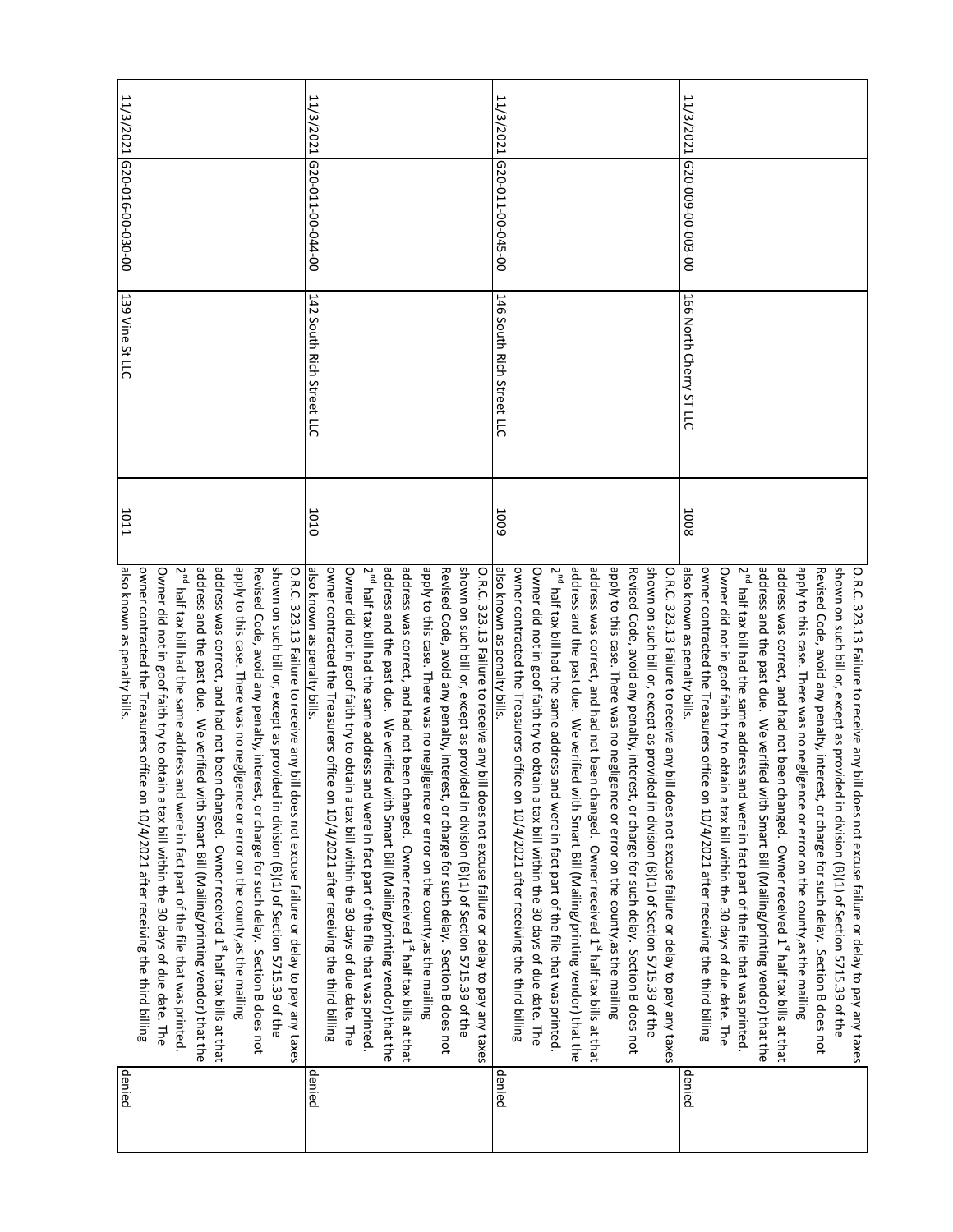| | | | | | |
|---|---|---|---|---|---|
| 11/3/2021 | G20-009-00-003-00 | 166 North Cherry ST LLC | 1008 | O.R.C. 323.13 Failure to receive any bill does not excuse failure or delay to pay any taxes shown on such bill or, except as provided in division (B)(1) of Section 5715.39 of the Revised Code, avoid any penalty, interest, or charge for such delay. Section B does not apply to this case. There was no negligence or error on the county,as the mailing address was correct, and had not been changed. Owner received 1st half tax bills at that address and the past due. We verified with Smart Bill (Mailing/printing vendor) that the 2nd half tax bill had the same address and were in fact part of the file that was printed. Owner did not in goof faith try to obtain a tax bill within the 30 days of due date. The owner contracted the Treasurers office on 10/4/2021 after receiving the third billing also known as penalty bills. | denied |
| 11/3/2021 | G20-011-00-045-00 | 146 South Rich Street LLC | 1009 | O.R.C. 323.13 Failure to receive any bill does not excuse failure or delay to pay any taxes shown on such bill or, except as provided in division (B)(1) of Section 5715.39 of the Revised Code, avoid any penalty, interest, or charge for such delay. Section B does not apply to this case. There was no negligence or error on the county,as the mailing address was correct, and had not been changed. Owner received 1st half tax bills at that address and the past due. We verified with Smart Bill (Mailing/printing vendor) that the 2nd half tax bill had the same address and were in fact part of the file that was printed. Owner did not in goof faith try to obtain a tax bill within the 30 days of due date. The owner contracted the Treasurers office on 10/4/2021 after receiving the third billing also known as penalty bills. | denied |
| 11/3/2021 | G20-011-00-044-00 | 142 South Rich Street LLC | 1010 | O.R.C. 323.13 Failure to receive any bill does not excuse failure or delay to pay any taxes shown on such bill or, except as provided in division (B)(1) of Section 5715.39 of the Revised Code, avoid any penalty, interest, or charge for such delay. Section B does not apply to this case. There was no negligence or error on the county,as the mailing address was correct, and had not been changed. Owner received 1st half tax bills at that address and the past due. We verified with Smart Bill (Mailing/printing vendor) that the 2nd half tax bill had the same address and were in fact part of the file that was printed. Owner did not in goof faith try to obtain a tax bill within the 30 days of due date. The owner contracted the Treasurers office on 10/4/2021 after receiving the third billing also known as penalty bills. | denied |
| 11/3/2021 | G20-016-00-030-00 | 139 Vine St LLC | 1011 | O.R.C. 323.13 Failure to receive any bill does not excuse failure or delay to pay any taxes shown on such bill or, except as provided in division (B)(1) of Section 5715.39 of the Revised Code, avoid any penalty, interest, or charge for such delay. Section B does not apply to this case. There was no negligence or error on the county,as the mailing address was correct, and had not been changed. Owner received 1st half tax bills at that address and the past due. We verified with Smart Bill (Mailing/printing vendor) that the 2nd half tax bill had the same address and were in fact part of the file that was printed. Owner did not in goof faith try to obtain a tax bill within the 30 days of due date. The owner contracted the Treasurers office on 10/4/2021 after receiving the third billing also known as penalty bills. | denied |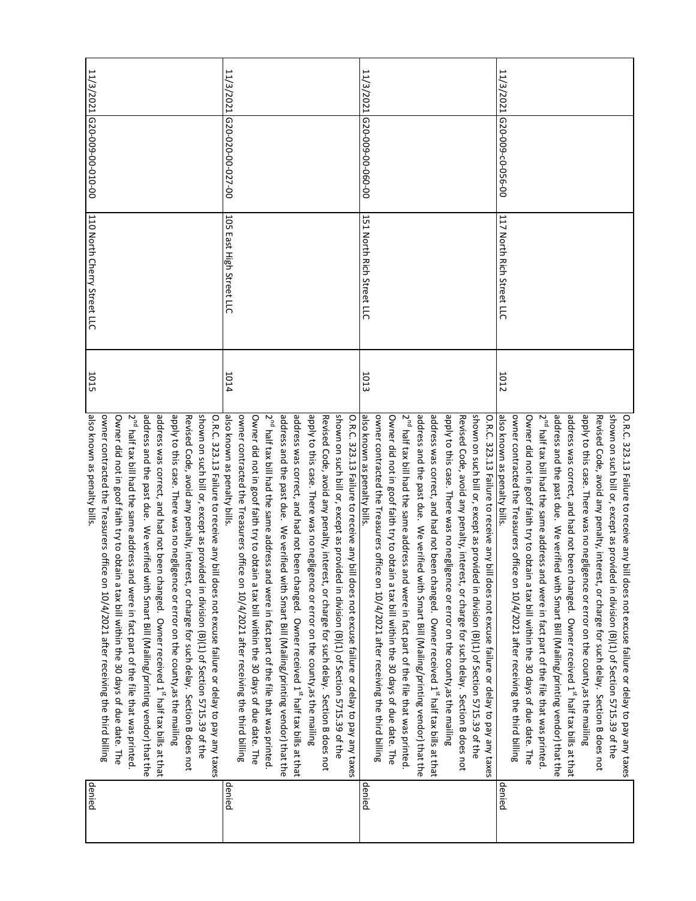| 11/3/2021 | G20-009-c0-056-00 | 117 North Rich Street LLC | 1012 | O.R.C. 323.13 Failure to receive any bill does not excuse failure or delay to pay any taxes shown on such bill or, except as provided in division (B)(1) of Section 5715.39 of the Revised Code, avoid any penalty, interest, or charge for such delay. Section B does not apply to this case. There was no negligence or error on the county,as the mailing address was correct, and had not been changed. Owner received 1st half tax bills at that address and the past due. We verified with Smart Bill (Mailing/printing vendor) that the 2nd half tax bill had the same address and were in fact part of the file that was printed. Owner did not in goof faith try to obtain a tax bill within the 30 days of due date. The owner contracted the Treasurers office on 10/4/2021 after receiving the third billing also known as penalty bills. | denied |
|---|---|---|---|---|---|
| 11/3/2021 | G20-009-00-060-00 | 151 North Rich Street LLC | 1013 | O.R.C. 323.13 Failure to receive any bill does not excuse failure or delay to pay any taxes shown on such bill or, except as provided in division (B)(1) of Section 5715.39 of the Revised Code, avoid any penalty, interest, or charge for such delay. Section B does not apply to this case. There was no negligence or error on the county,as the mailing address was correct, and had not been changed. Owner received 1st half tax bills at that address and the past due. We verified with Smart Bill (Mailing/printing vendor) that the 2nd half tax bill had the same address and were in fact part of the file that was printed. Owner did not in goof faith try to obtain a tax bill within the 30 days of due date. The owner contracted the Treasurers office on 10/4/2021 after receiving the third billing also known as penalty bills. | denied |
| 11/3/2021 | G20-020-00-027-00 | 105 East High Street LLC | 1014 | O.R.C. 323.13 Failure to receive any bill does not excuse failure or delay to pay any taxes shown on such bill or, except as provided in division (B)(1) of Section 5715.39 of the Revised Code, avoid any penalty, interest, or charge for such delay. Section B does not apply to this case. There was no negligence or error on the county,as the mailing address was correct, and had not been changed. Owner received 1st half tax bills at that address and the past due. We verified with Smart Bill (Mailing/printing vendor) that the 2nd half tax bill had the same address and were in fact part of the file that was printed. Owner did not in goof faith try to obtain a tax bill within the 30 days of due date. The owner contracted the Treasurers office on 10/4/2021 after receiving the third billing also known as penalty bills. | denied |
| 11/3/2021 | G20-009-00-010-00 | 110 North Cherry Street LLC | 1015 | O.R.C. 323.13 Failure to receive any bill does not excuse failure or delay to pay any taxes shown on such bill or, except as provided in division (B)(1) of Section 5715.39 of the Revised Code, avoid any penalty, interest, or charge for such delay. Section B does not apply to this case. There was no negligence or error on the county,as the mailing address was correct, and had not been changed. Owner received 1st half tax bills at that address and the past due. We verified with Smart Bill (Mailing/printing vendor) that the 2nd half tax bill had the same address and were in fact part of the file that was printed. Owner did not in goof faith try to obtain a tax bill within the 30 days of due date. The owner contracted the Treasurers office on 10/4/2021 after receiving the third billing also known as penalty bills. | denied |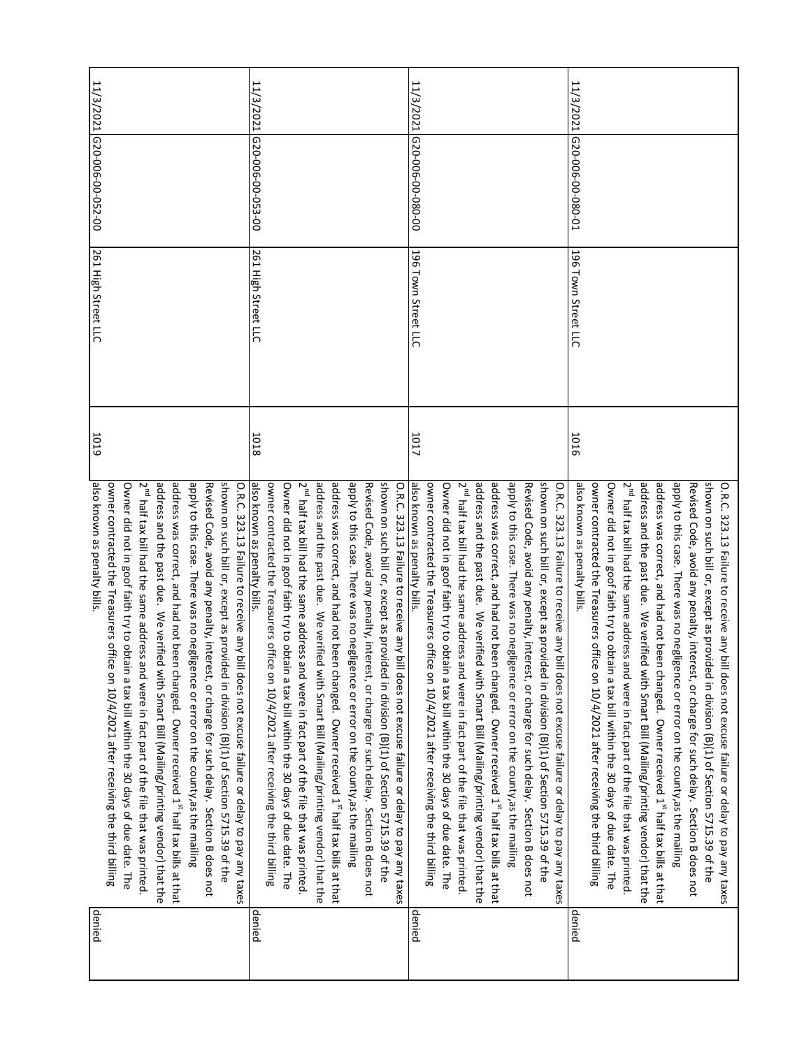| | | | | | |
|---|---|---|---|---|---|
| 11/3/2021 | G20-006-00-080-01 | 196 Town Street LLC | 1016 | O.R.C. 323.13 Failure to receive any bill does not excuse failure or delay to pay any taxes shown on such bill or, except as provided in division (B)(1) of Section 5715.39 of the Revised Code, avoid any penalty, interest, or charge for such delay. Section B does not apply to this case. There was no negligence or error on the county,as the mailing address was correct, and had not been changed. Owner received 1st half tax bills at that address and the past due. We verified with Smart Bill (Mailing/printing vendor) that the 2nd half tax bill had the same address and were in fact part of the file that was printed. Owner did not in goof faith try to obtain a tax bill within the 30 days of due date. The owner contracted the Treasurers office on 10/4/2021 after receiving the third billing also known as penalty bills. | denied |
| 11/3/2021 | G20-006-00-080-00 | 196 Town Street LLC | 1017 | O.R.C. 323.13 Failure to receive any bill does not excuse failure or delay to pay any taxes shown on such bill or, except as provided in division (B)(1) of Section 5715.39 of the Revised Code, avoid any penalty, interest, or charge for such delay. Section B does not apply to this case. There was no negligence or error on the county,as the mailing address was correct, and had not been changed. Owner received 1st half tax bills at that address and the past due. We verified with Smart Bill (Mailing/printing vendor) that the 2nd half tax bill had the same address and were in fact part of the file that was printed. Owner did not in goof faith try to obtain a tax bill within the 30 days of due date. The owner contracted the Treasurers office on 10/4/2021 after receiving the third billing also known as penalty bills. | denied |
| 11/3/2021 | G20-006-00-053-00 | 261 High Street LLC | 1018 | O.R.C. 323.13 Failure to receive any bill does not excuse failure or delay to pay any taxes shown on such bill or, except as provided in division (B)(1) of Section 5715.39 of the Revised Code, avoid any penalty, interest, or charge for such delay. Section B does not apply to this case. There was no negligence or error on the county,as the mailing address was correct, and had not been changed. Owner received 1st half tax bills at that address and the past due. We verified with Smart Bill (Mailing/printing vendor) that the 2nd half tax bill had the same address and were in fact part of the file that was printed. Owner did not in goof faith try to obtain a tax bill within the 30 days of due date. The owner contracted the Treasurers office on 10/4/2021 after receiving the third billing also known as penalty bills. | denied |
| 11/3/2021 | G20-006-00-052-00 | 261 High Street LLC | 1019 | O.R.C. 323.13 Failure to receive any bill does not excuse failure or delay to pay any taxes shown on such bill or, except as provided in division (B)(1) of Section 5715.39 of the Revised Code, avoid any penalty, interest, or charge for such delay. Section B does not apply to this case. There was no negligence or error on the county,as the mailing address was correct, and had not been changed. Owner received 1st half tax bills at that address and the past due. We verified with Smart Bill (Mailing/printing vendor) that the 2nd half tax bill had the same address and were in fact part of the file that was printed. Owner did not in goof faith try to obtain a tax bill within the 30 days of due date. The owner contracted the Treasurers office on 10/4/2021 after receiving the third billing also known as penalty bills. | denied |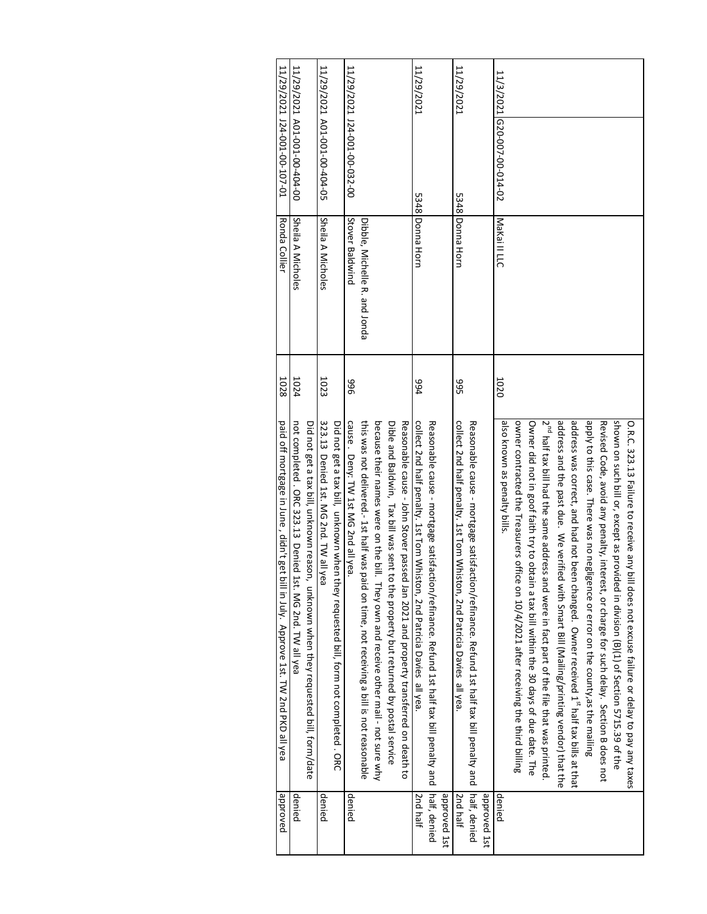| | | | | | |
|---|---|---|---|---|---|
| 11/3/2021 | G20-007-00-014-02 | MaKai II LLC | 1020 | O.R.C. 323.13 Failure to receive any bill does not excuse failure or delay to pay any taxes shown on such bill or, except as provided in division (B)(1) of Section 5715.39 of the Revised Code, avoid any penalty, interest, or charge for such delay. Section B does not apply to this case. There was no negligence or error on the county,as the mailing address was correct, and had not been changed. Owner received 1st half tax bills at that address and the past due. We verified with Smart Bill (Mailing/printing vendor) that the 2nd half tax bill had the same address and were in fact part of the file that was printed. Owner did not in goof faith try to obtain a tax bill within the 30 days of due date. The owner contracted the Treasurers office on 10/4/2021 after receiving the third billing also known as penalty bills. | denied |
| 11/29/2021 | 5348 | Donna Horn | 995 | Reasonable cause - mortgage satisfaction/refinance. Refund 1st half tax bill penalty and collect 2nd half penalty. 1st Tom Whiston, 2nd Patricia Davies all yea. | approved 1st half, denied 2nd half |
| 11/29/2021 | 5348 | Donna Horn | 994 | Reasonable cause - mortgage satisfaction/refinance. Refund 1st half tax bill penalty and collect 2nd half penalty. 1st Tom Whiston, 2nd Patricia Davies all yea. | approved 1st half, denied 2nd half |
| 11/29/2021 | J24-001-00-032-00 | Dibble, Michelle R. and Jonda Stover Baldwind | 996 | Reasonable cause - John Stover passed Jan 2021 and property transferred on death to Dible and Baldwin, Tax bill was sent to the property but returned by postal service because their names were on the bill. They own and receive other mail - not sure why this was not delivered.- 1st half was paid on time, not receiving a bill is not reasonable cause. Deny: TW 1st MG 2nd all yea. | denied |
| 11/29/2021 | A01-001-00-404-05 | Sheila A MIcholes | 1023 | Did not get a tax bill, unknown when they requested bill, form not completed . ORC 323.13 Denied 1st. MG 2nd. TW all yea | denied |
| 11/29/2021 | A01-001-00-404-00 | Sheila A MIcholes | 1024 | Did not get a tax bill, unknown reason, unknown when they requested bill, form/date not completed . ORC 323.13 Denied 1st. MG 2nd. TW all yea | denied |
| 11/29/2021 | J24-001-00-107-01 | Ronda Collier | 1028 | paid off mortgage in June , didn't get bill in July. Approve 1st. TW 2nd PKD all yea | approved |